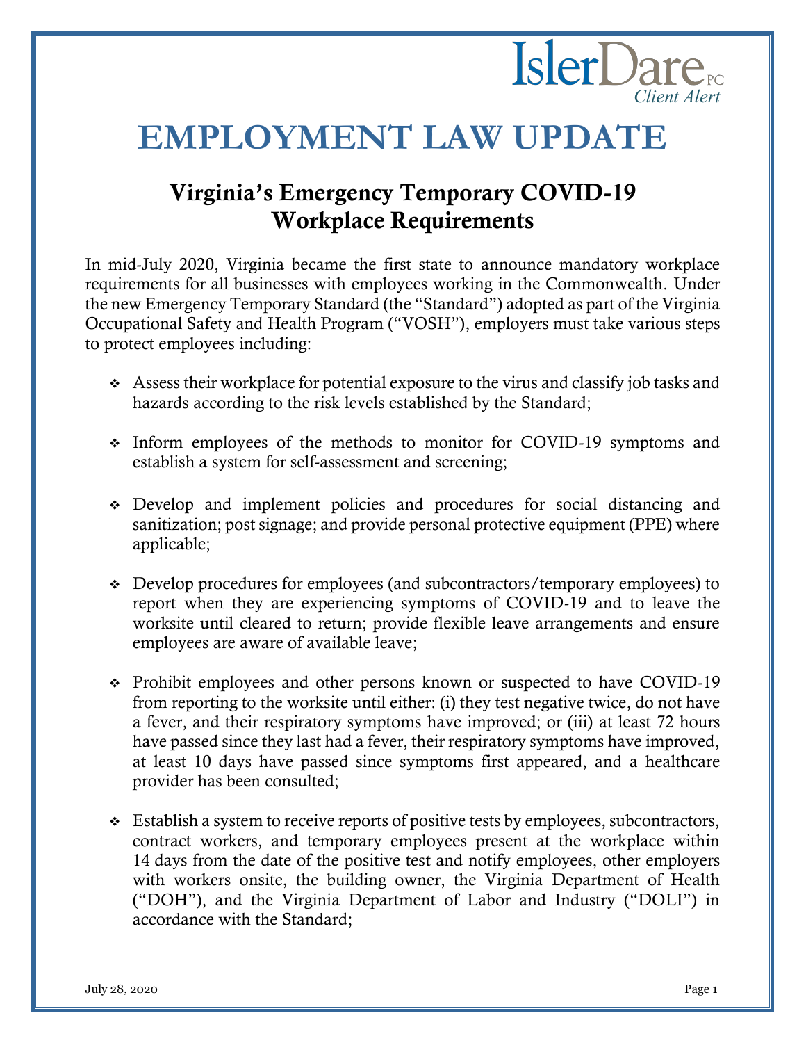IslerDare PC

*Client Alert*

# EMPLOYMENT LAW UPDATE

## Virginia's Emergency Temporary COVID-19 Workplace Requirements

In mid-July 2020, Virginia became the first state to announce mandatory workplace requirements for all businesses with employees working in the Commonwealth. Under the new Emergency Temporary Standard (the "Standard") adopted as part of the Virginia Occupational Safety and Health Program ("VOSH"), employers must take various steps to protect employees including:

- Assess their workplace for potential exposure to the virus and classify job tasks and hazards according to the risk levels established by the Standard;
- Inform employees of the methods to monitor for COVID-19 symptoms and establish a system for self-assessment and screening;
- Develop and implement policies and procedures for social distancing and sanitization; post signage; and provide personal protective equipment (PPE) where applicable;
- Develop procedures for employees (and subcontractors/temporary employees) to report when they are experiencing symptoms of COVID-19 and to leave the worksite until cleared to return; provide flexible leave arrangements and ensure employees are aware of available leave;
- Prohibit employees and other persons known or suspected to have COVID-19 from reporting to the worksite until either: (i) they test negative twice, do not have a fever, and their respiratory symptoms have improved; or (iii) at least 72 hours have passed since they last had a fever, their respiratory symptoms have improved, at least 10 days have passed since symptoms first appeared, and a healthcare provider has been consulted;
- Establish a system to receive reports of positive tests by employees, subcontractors, contract workers, and temporary employees present at the workplace within 14 days from the date of the positive test and notify employees, other employers with workers onsite, the building owner, the Virginia Department of Health ("DOH"), and the Virginia Department of Labor and Industry ("DOLI") in accordance with the Standard;

July 28, 2020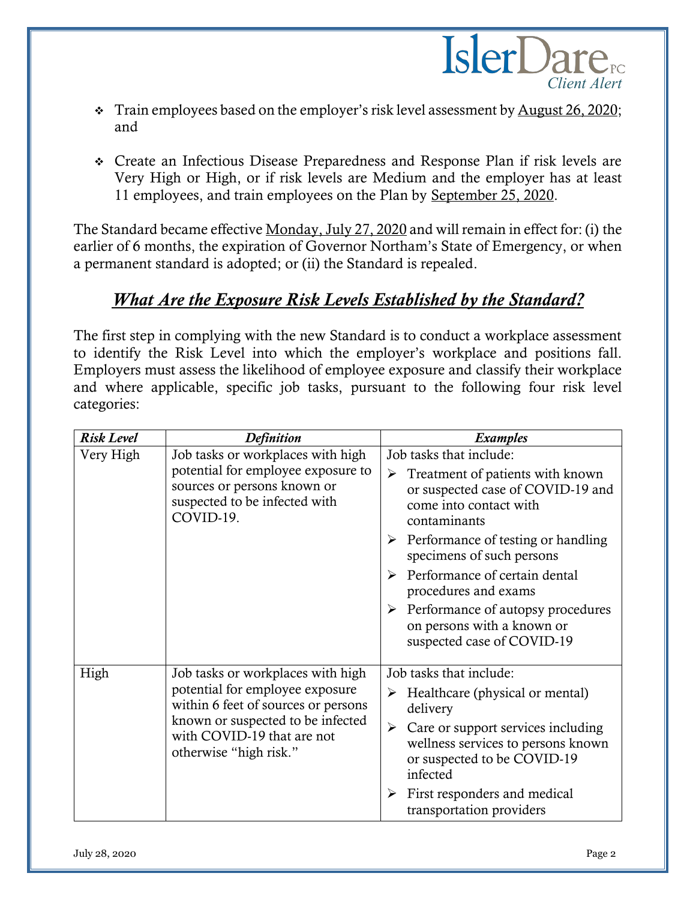- Train employees based on the employer's risk level assessment by <u>August 26, 2020</u>; and

- Create an Infectious Disease Preparedness and Response Plan if risk levels are Very High or High, or if risk levels are Medium and the employer has at least 11 employees, and train employees on the Plan by <u>September 25, 2020</u>.

The Standard became effective <u>Monday, July 27, 2020</u> and will remain in effect for: (i) the earlier of 6 months, the expiration of Governor Northam's State of Emergency, or when a permanent standard is adopted; or (ii) the Standard is repealed.

## *What Are the Exposure Risk Levels Established by the Standard?*

The first step in complying with the new Standard is to conduct a workplace assessment to identify the Risk Level into which the employer's workplace and positions fall. Employers must assess the likelihood of employee exposure and classify their workplace and where applicable, specific job tasks, pursuant to the following four risk level categories:

| ***Risk Level*** | ***Definition*** | ***Examples*** |
|---|---|---|
| Very High | Job tasks or workplaces with high potential for employee exposure to sources or persons known or suspected to be infected with COVID-19. | Job tasks that include:<br>➢ Treatment of patients with known or suspected case of COVID-19 and come into contact with contaminants<br>➢ Performance of testing or handling specimens of such persons<br>➢ Performance of certain dental procedures and exams<br>➢ Performance of autopsy procedures on persons with a known or suspected case of COVID-19 |
| High | Job tasks or workplaces with high potential for employee exposure within 6 feet of sources or persons known or suspected to be infected with COVID-19 that are not otherwise "high risk." | Job tasks that include:<br>➢ Healthcare (physical or mental) delivery<br>➢ Care or support services including wellness services to persons known or suspected to be COVID-19 infected<br>➢ First responders and medical transportation providers |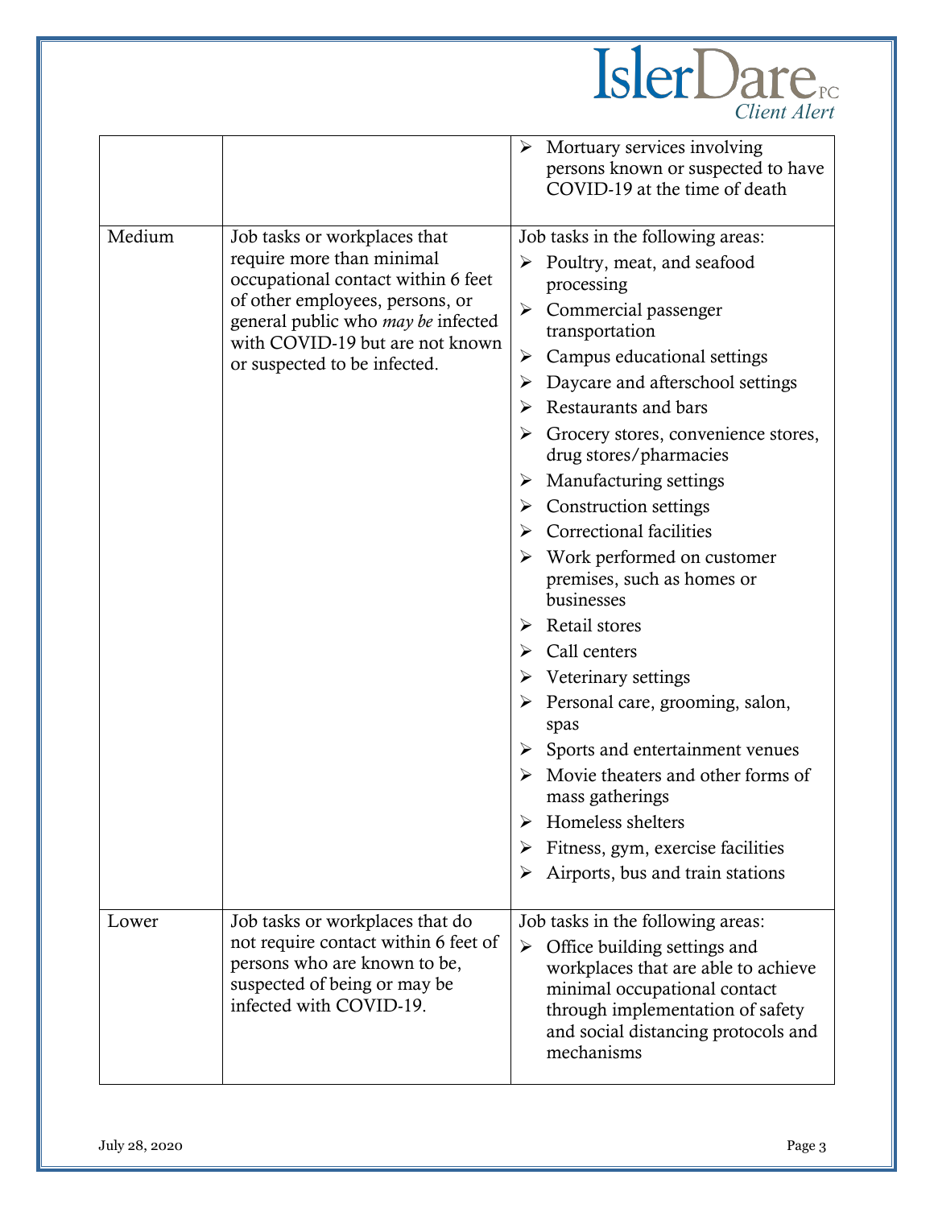| | | |
|---|---|---|
| | | ➢ Mortuary services involving persons known or suspected to have COVID-19 at the time of death |
| Medium | Job tasks or workplaces that require more than minimal occupational contact within 6 feet of other employees, persons, or general public who *may be* infected with COVID-19 but are not known or suspected to be infected. | Job tasks in the following areas:<br>➢ Poultry, meat, and seafood processing<br>➢ Commercial passenger transportation<br>➢ Campus educational settings<br>➢ Daycare and afterschool settings<br>➢ Restaurants and bars<br>➢ Grocery stores, convenience stores, drug stores/pharmacies<br>➢ Manufacturing settings<br>➢ Construction settings<br>➢ Correctional facilities<br>➢ Work performed on customer premises, such as homes or businesses<br>➢ Retail stores<br>➢ Call centers<br>➢ Veterinary settings<br>➢ Personal care, grooming, salon, spas<br>➢ Sports and entertainment venues<br>➢ Movie theaters and other forms of mass gatherings<br>➢ Homeless shelters<br>➢ Fitness, gym, exercise facilities<br>➢ Airports, bus and train stations |
| Lower | Job tasks or workplaces that do not require contact within 6 feet of persons who are known to be, suspected of being or may be infected with COVID-19. | Job tasks in the following areas:<br>➢ Office building settings and workplaces that are able to achieve minimal occupational contact through implementation of safety and social distancing protocols and mechanisms |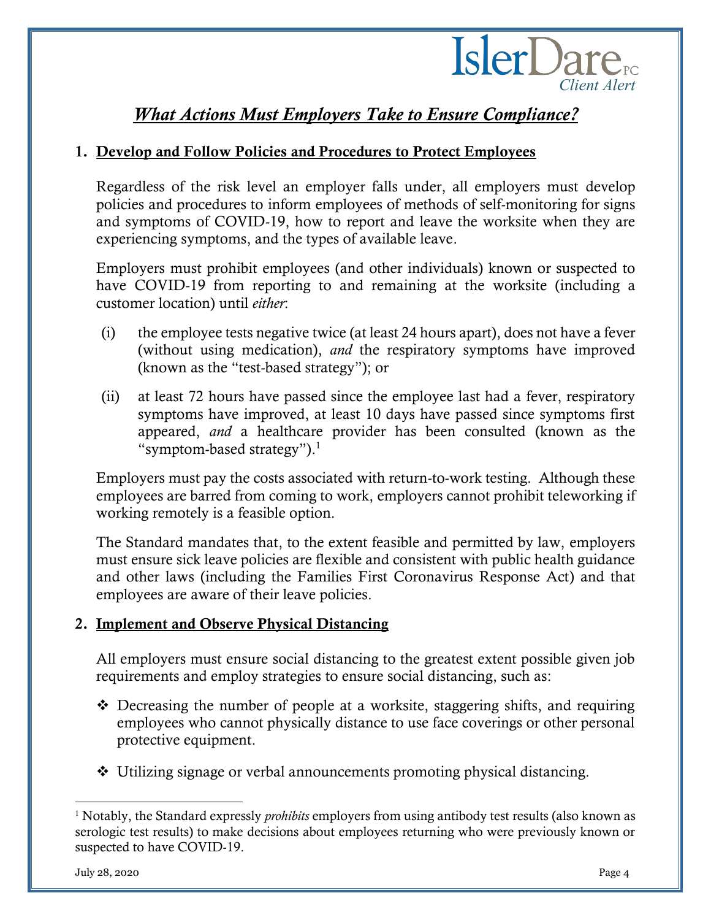## *What Actions Must Employers Take to Ensure Compliance?*

### 1. Develop and Follow Policies and Procedures to Protect Employees

Regardless of the risk level an employer falls under, all employers must develop policies and procedures to inform employees of methods of self-monitoring for signs and symptoms of COVID-19, how to report and leave the worksite when they are experiencing symptoms, and the types of available leave.

Employers must prohibit employees (and other individuals) known or suspected to have COVID-19 from reporting to and remaining at the worksite (including a customer location) until *either*:

(i) the employee tests negative twice (at least 24 hours apart), does not have a fever (without using medication), *and* the respiratory symptoms have improved (known as the "test-based strategy"); or

(ii) at least 72 hours have passed since the employee last had a fever, respiratory symptoms have improved, at least 10 days have passed since symptoms first appeared, *and* a healthcare provider has been consulted (known as the "symptom-based strategy").[1]

Employers must pay the costs associated with return-to-work testing. Although these employees are barred from coming to work, employers cannot prohibit teleworking if working remotely is a feasible option.

The Standard mandates that, to the extent feasible and permitted by law, employers must ensure sick leave policies are flexible and consistent with public health guidance and other laws (including the Families First Coronavirus Response Act) and that employees are aware of their leave policies.

### 2. Implement and Observe Physical Distancing

All employers must ensure social distancing to the greatest extent possible given job requirements and employ strategies to ensure social distancing, such as:

- Decreasing the number of people at a worksite, staggering shifts, and requiring employees who cannot physically distance to use face coverings or other personal protective equipment.
- Utilizing signage or verbal announcements promoting physical distancing.

---

[1] Notably, the Standard expressly *prohibits* employers from using antibody test results (also known as serologic test results) to make decisions about employees returning who were previously known or suspected to have COVID-19.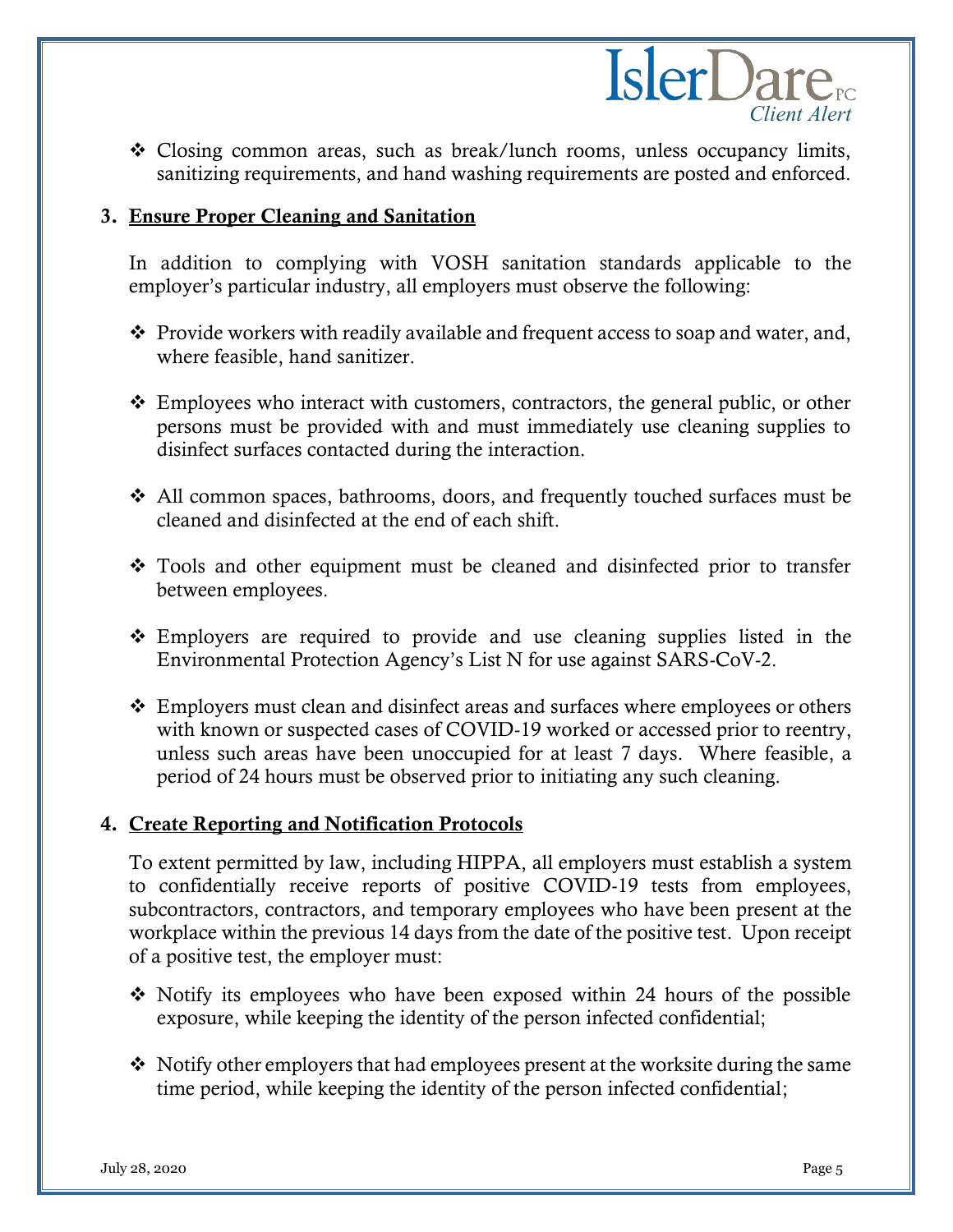- Closing common areas, such as break/lunch rooms, unless occupancy limits, sanitizing requirements, and hand washing requirements are posted and enforced.

### 3. Ensure Proper Cleaning and Sanitation

In addition to complying with VOSH sanitation standards applicable to the employer's particular industry, all employers must observe the following:

- Provide workers with readily available and frequent access to soap and water, and, where feasible, hand sanitizer.

- Employees who interact with customers, contractors, the general public, or other persons must be provided with and must immediately use cleaning supplies to disinfect surfaces contacted during the interaction.

- All common spaces, bathrooms, doors, and frequently touched surfaces must be cleaned and disinfected at the end of each shift.

- Tools and other equipment must be cleaned and disinfected prior to transfer between employees.

- Employers are required to provide and use cleaning supplies listed in the Environmental Protection Agency's List N for use against SARS-CoV-2.

- Employers must clean and disinfect areas and surfaces where employees or others with known or suspected cases of COVID-19 worked or accessed prior to reentry, unless such areas have been unoccupied for at least 7 days. Where feasible, a period of 24 hours must be observed prior to initiating any such cleaning.

### 4. Create Reporting and Notification Protocols

To extent permitted by law, including HIPPA, all employers must establish a system to confidentially receive reports of positive COVID-19 tests from employees, subcontractors, contractors, and temporary employees who have been present at the workplace within the previous 14 days from the date of the positive test. Upon receipt of a positive test, the employer must:

- Notify its employees who have been exposed within 24 hours of the possible exposure, while keeping the identity of the person infected confidential;

- Notify other employers that had employees present at the worksite during the same time period, while keeping the identity of the person infected confidential;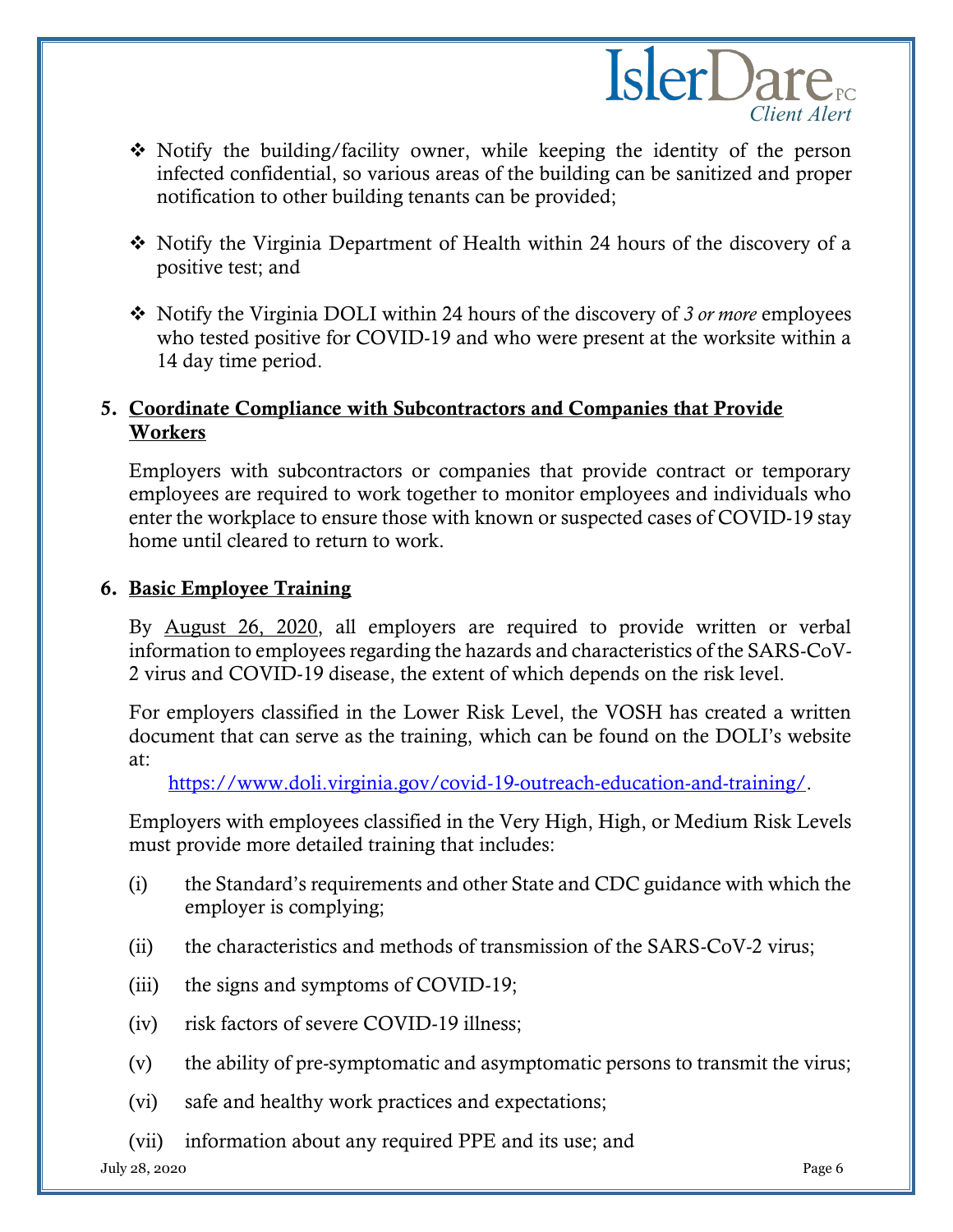- ❖ Notify the building/facility owner, while keeping the identity of the person infected confidential, so various areas of the building can be sanitized and proper notification to other building tenants can be provided;

- ❖ Notify the Virginia Department of Health within 24 hours of the discovery of a positive test; and

- ❖ Notify the Virginia DOLI within 24 hours of the discovery of *3 or more* employees who tested positive for COVID-19 and who were present at the worksite within a 14 day time period.

## 5. Coordinate Compliance with Subcontractors and Companies that Provide Workers

Employers with subcontractors or companies that provide contract or temporary employees are required to work together to monitor employees and individuals who enter the workplace to ensure those with known or suspected cases of COVID-19 stay home until cleared to return to work.

## 6. Basic Employee Training

By August 26, 2020, all employers are required to provide written or verbal information to employees regarding the hazards and characteristics of the SARS-CoV-2 virus and COVID-19 disease, the extent of which depends on the risk level.

For employers classified in the Lower Risk Level, the VOSH has created a written document that can serve as the training, which can be found on the DOLI's website at:

https://www.doli.virginia.gov/covid-19-outreach-education-and-training/.

Employers with employees classified in the Very High, High, or Medium Risk Levels must provide more detailed training that includes:

(i) the Standard's requirements and other State and CDC guidance with which the employer is complying;

(ii) the characteristics and methods of transmission of the SARS-CoV-2 virus;

(iii) the signs and symptoms of COVID-19;

(iv) risk factors of severe COVID-19 illness;

(v) the ability of pre-symptomatic and asymptomatic persons to transmit the virus;

(vi) safe and healthy work practices and expectations;

(vii) information about any required PPE and its use; and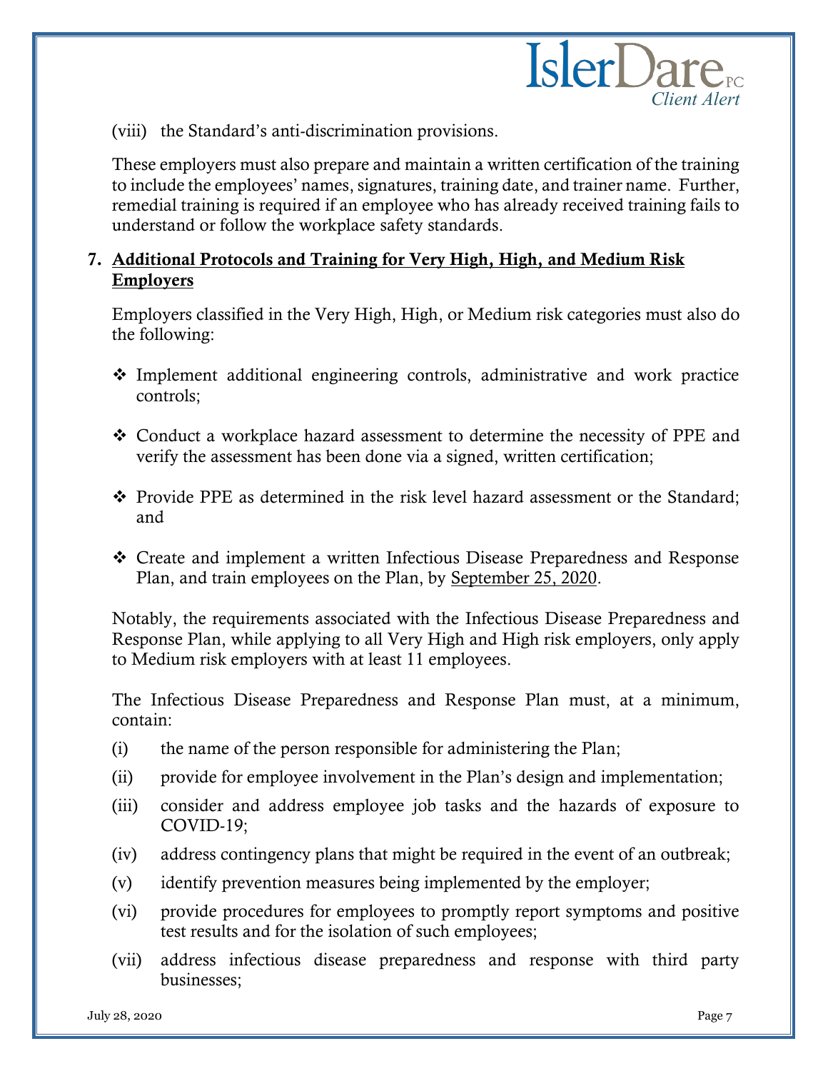(viii) the Standard's anti-discrimination provisions.

These employers must also prepare and maintain a written certification of the training to include the employees' names, signatures, training date, and trainer name. Further, remedial training is required if an employee who has already received training fails to understand or follow the workplace safety standards.

7. **Additional Protocols and Training for Very High, High, and Medium Risk Employers**

Employers classified in the Very High, High, or Medium risk categories must also do the following:

- ❖ Implement additional engineering controls, administrative and work practice controls;
- ❖ Conduct a workplace hazard assessment to determine the necessity of PPE and verify the assessment has been done via a signed, written certification;
- ❖ Provide PPE as determined in the risk level hazard assessment or the Standard; and
- ❖ Create and implement a written Infectious Disease Preparedness and Response Plan, and train employees on the Plan, by September 25, 2020.

Notably, the requirements associated with the Infectious Disease Preparedness and Response Plan, while applying to all Very High and High risk employers, only apply to Medium risk employers with at least 11 employees.

The Infectious Disease Preparedness and Response Plan must, at a minimum, contain:

(i) the name of the person responsible for administering the Plan;

(ii) provide for employee involvement in the Plan's design and implementation;

(iii) consider and address employee job tasks and the hazards of exposure to COVID-19;

(iv) address contingency plans that might be required in the event of an outbreak;

(v) identify prevention measures being implemented by the employer;

(vi) provide procedures for employees to promptly report symptoms and positive test results and for the isolation of such employees;

(vii) address infectious disease preparedness and response with third party businesses;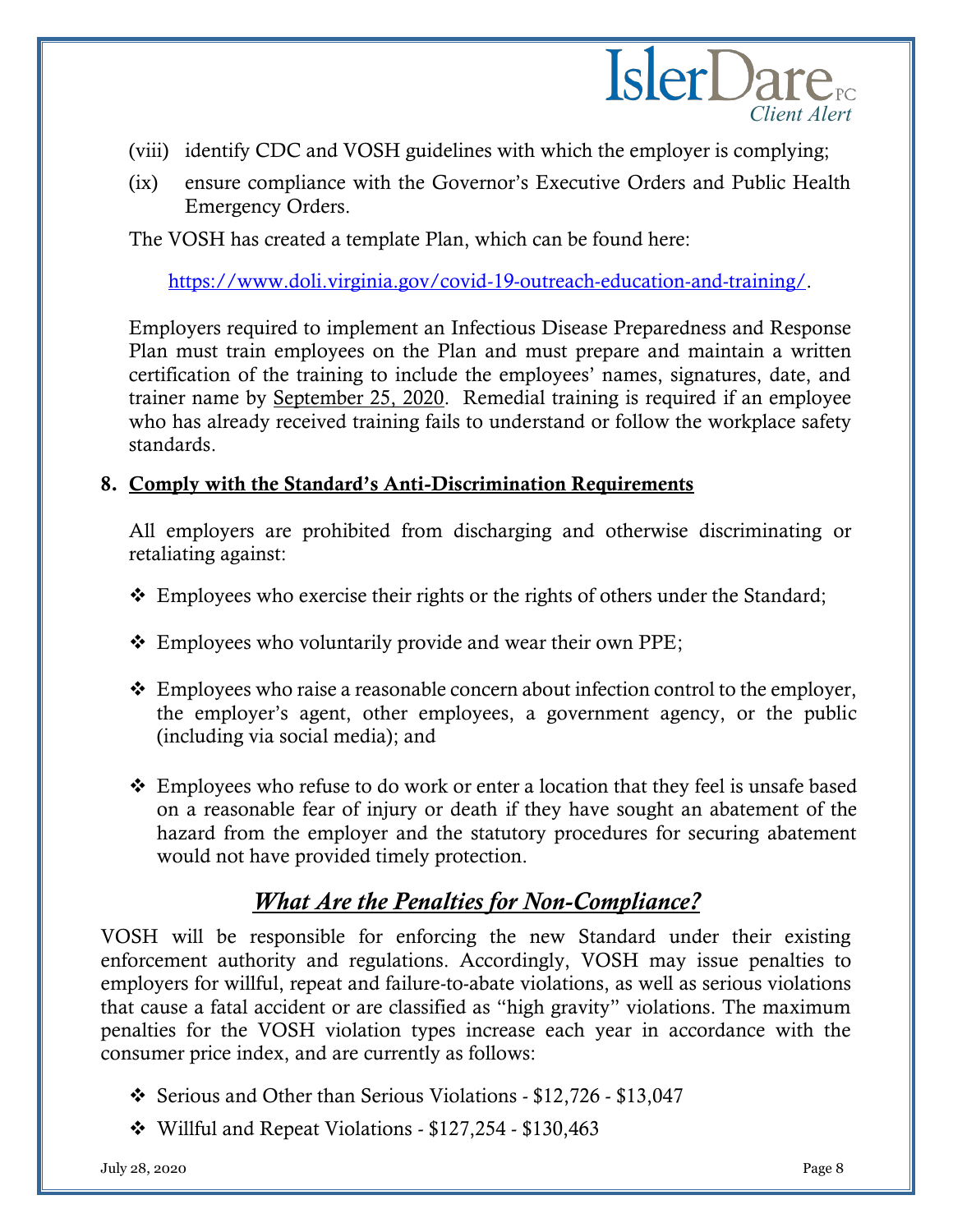(viii) identify CDC and VOSH guidelines with which the employer is complying;

(ix) ensure compliance with the Governor's Executive Orders and Public Health Emergency Orders.

The VOSH has created a template Plan, which can be found here:

https://www.doli.virginia.gov/covid-19-outreach-education-and-training/.

Employers required to implement an Infectious Disease Preparedness and Response Plan must train employees on the Plan and must prepare and maintain a written certification of the training to include the employees' names, signatures, date, and trainer name by September 25, 2020. Remedial training is required if an employee who has already received training fails to understand or follow the workplace safety standards.

**8. Comply with the Standard's Anti-Discrimination Requirements**

All employers are prohibited from discharging and otherwise discriminating or retaliating against:

- Employees who exercise their rights or the rights of others under the Standard;
- Employees who voluntarily provide and wear their own PPE;
- Employees who raise a reasonable concern about infection control to the employer, the employer's agent, other employees, a government agency, or the public (including via social media); and
- Employees who refuse to do work or enter a location that they feel is unsafe based on a reasonable fear of injury or death if they have sought an abatement of the hazard from the employer and the statutory procedures for securing abatement would not have provided timely protection.

## ***What Are the Penalties for Non-Compliance?***

VOSH will be responsible for enforcing the new Standard under their existing enforcement authority and regulations. Accordingly, VOSH may issue penalties to employers for willful, repeat and failure-to-abate violations, as well as serious violations that cause a fatal accident or are classified as "high gravity" violations. The maximum penalties for the VOSH violation types increase each year in accordance with the consumer price index, and are currently as follows:

- Serious and Other than Serious Violations - $12,726 - $13,047
- Willful and Repeat Violations - $127,254 - $130,463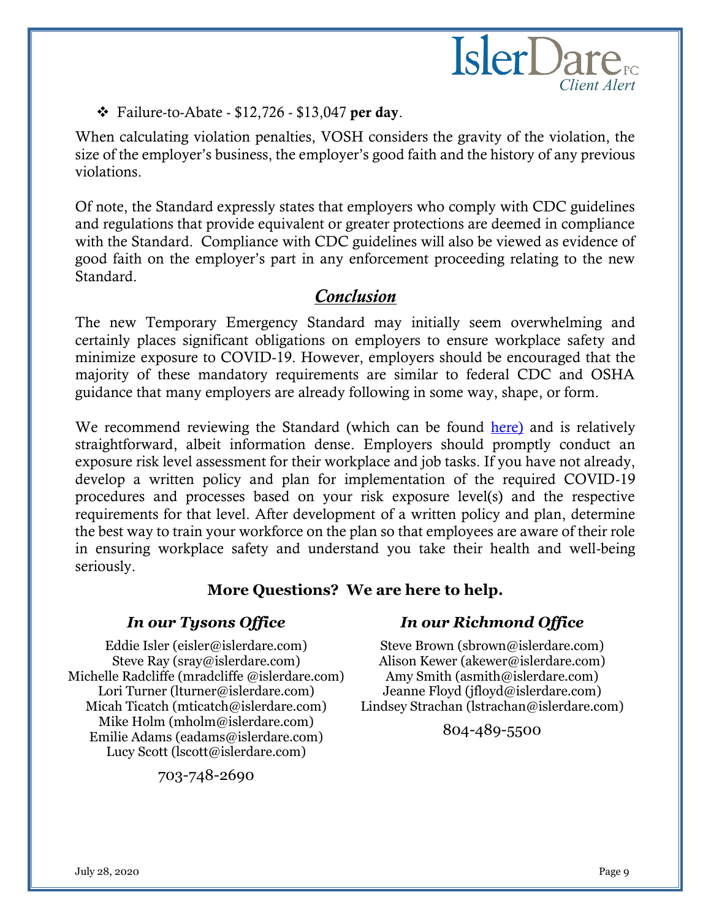- Failure-to-Abate - $12,726 - $13,047 **per day**.

When calculating violation penalties, VOSH considers the gravity of the violation, the size of the employer's business, the employer's good faith and the history of any previous violations.

Of note, the Standard expressly states that employers who comply with CDC guidelines and regulations that provide equivalent or greater protections are deemed in compliance with the Standard. Compliance with CDC guidelines will also be viewed as evidence of good faith on the employer's part in any enforcement proceeding relating to the new Standard.

## ***Conclusion***

The new Temporary Emergency Standard may initially seem overwhelming and certainly places significant obligations on employers to ensure workplace safety and minimize exposure to COVID-19. However, employers should be encouraged that the majority of these mandatory requirements are similar to federal CDC and OSHA guidance that many employers are already following in some way, shape, or form.

We recommend reviewing the Standard (which can be found here) and is relatively straightforward, albeit information dense. Employers should promptly conduct an exposure risk level assessment for their workplace and job tasks. If you have not already, develop a written policy and plan for implementation of the required COVID-19 procedures and processes based on your risk exposure level(s) and the respective requirements for that level. After development of a written policy and plan, determine the best way to train your workforce on the plan so that employees are aware of their role in ensuring workplace safety and understand you take their health and well-being seriously.

**More Questions? We are here to help.**

***In our Tysons Office***

Eddie Isler (eisler@islerdare.com)
Steve Ray (sray@islerdare.com)
Michelle Radcliffe (mradcliffe @islerdare.com)
Lori Turner (lturner@islerdare.com)
Micah Ticatch (mticatch@islerdare.com)
Mike Holm (mholm@islerdare.com)
Emilie Adams (eadams@islerdare.com)
Lucy Scott (lscott@islerdare.com)

703-748-2690

***In our Richmond Office***

Steve Brown (sbrown@islerdare.com)
Alison Kewer (akewer@islerdare.com)
Amy Smith (asmith@islerdare.com)
Jeanne Floyd (jfloyd@islerdare.com)
Lindsey Strachan (lstrachan@islerdare.com)

804-489-5500